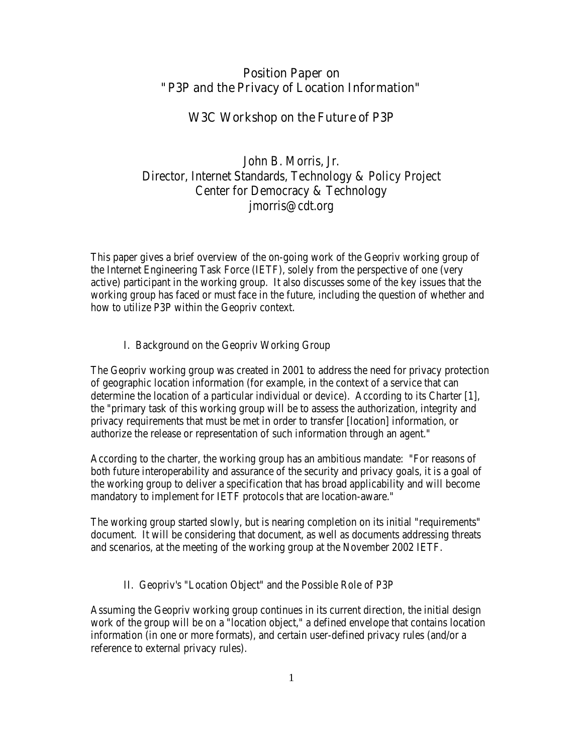# Position Paper on "P3P and the Privacy of Location Information"

## W3C Workshop on the Future of P3P

John B. Morris, Jr.
Director, Internet Standards, Technology & Policy Project
Center for Democracy & Technology
jmorris@cdt.org

This paper gives a brief overview of the on-going work of the Geopriv working group of the Internet Engineering Task Force (IETF), solely from the perspective of one (very active) participant in the working group. It also discusses some of the key issues that the working group has faced or must face in the future, including the question of whether and how to utilize P3P within the Geopriv context.

### I. Background on the Geopriv Working Group

The Geopriv working group was created in 2001 to address the need for privacy protection of geographic location information (for example, in the context of a service that can determine the location of a particular individual or device). According to its Charter [1], the "primary task of this working group will be to assess the authorization, integrity and privacy requirements that must be met in order to transfer [location] information, or authorize the release or representation of such information through an agent."

According to the charter, the working group has an ambitious mandate: "For reasons of both future interoperability and assurance of the security and privacy goals, it is a goal of the working group to deliver a specification that has broad applicability and will become mandatory to implement for IETF protocols that are location-aware."

The working group started slowly, but is nearing completion on its initial "requirements" document. It will be considering that document, as well as documents addressing threats and scenarios, at the meeting of the working group at the November 2002 IETF.

### II. Geopriv's "Location Object" and the Possible Role of P3P

Assuming the Geopriv working group continues in its current direction, the initial design work of the group will be on a "location object," a defined envelope that contains location information (in one or more formats), and certain user-defined privacy rules (and/or a reference to external privacy rules).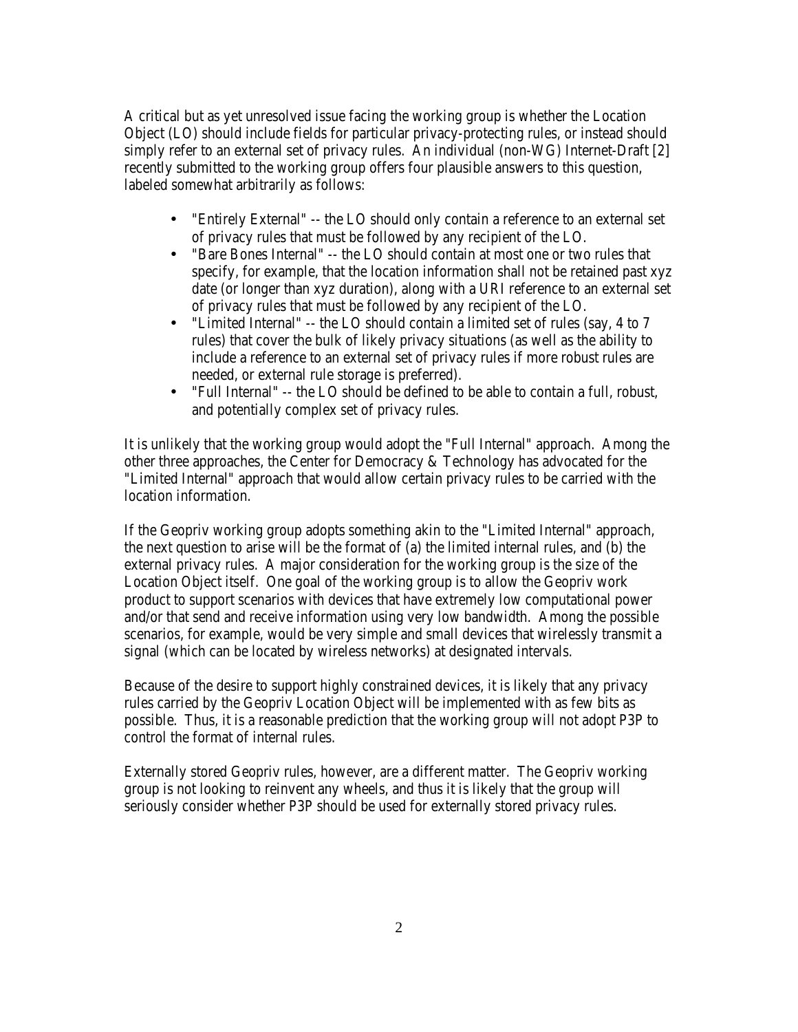A critical but as yet unresolved issue facing the working group is whether the Location Object (LO) should include fields for particular privacy-protecting rules, or instead should simply refer to an external set of privacy rules. An individual (non-WG) Internet-Draft [2] recently submitted to the working group offers four plausible answers to this question, labeled somewhat arbitrarily as follows:

- "Entirely External" -- the LO should only contain a reference to an external set of privacy rules that must be followed by any recipient of the LO.
- "Bare Bones Internal" -- the LO should contain at most one or two rules that specify, for example, that the location information shall not be retained past xyz date (or longer than xyz duration), along with a URI reference to an external set of privacy rules that must be followed by any recipient of the LO.
- "Limited Internal" -- the LO should contain a limited set of rules (say, 4 to 7 rules) that cover the bulk of likely privacy situations (as well as the ability to include a reference to an external set of privacy rules if more robust rules are needed, or external rule storage is preferred).
- "Full Internal" -- the LO should be defined to be able to contain a full, robust, and potentially complex set of privacy rules.

It is unlikely that the working group would adopt the "Full Internal" approach. Among the other three approaches, the Center for Democracy & Technology has advocated for the "Limited Internal" approach that would allow certain privacy rules to be carried with the location information.

If the Geopriv working group adopts something akin to the "Limited Internal" approach, the next question to arise will be the format of (a) the limited internal rules, and (b) the external privacy rules. A major consideration for the working group is the size of the Location Object itself. One goal of the working group is to allow the Geopriv work product to support scenarios with devices that have extremely low computational power and/or that send and receive information using very low bandwidth. Among the possible scenarios, for example, would be very simple and small devices that wirelessly transmit a signal (which can be located by wireless networks) at designated intervals.

Because of the desire to support highly constrained devices, it is likely that any privacy rules carried by the Geopriv Location Object will be implemented with as few bits as possible. Thus, it is a reasonable prediction that the working group will not adopt P3P to control the format of internal rules.

Externally stored Geopriv rules, however, are a different matter. The Geopriv working group is not looking to reinvent any wheels, and thus it is likely that the group will seriously consider whether P3P should be used for externally stored privacy rules.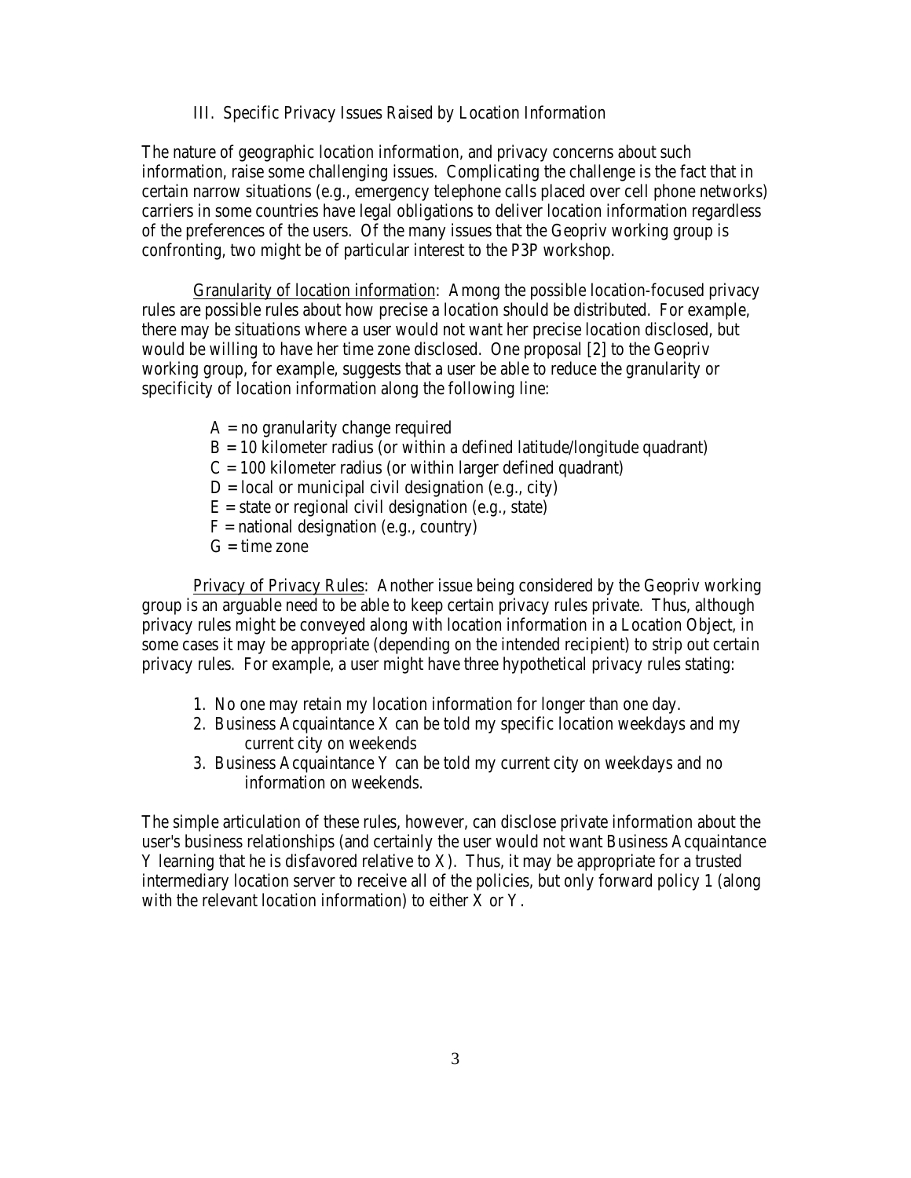## III. Specific Privacy Issues Raised by Location Information

The nature of geographic location information, and privacy concerns about such information, raise some challenging issues. Complicating the challenge is the fact that in certain narrow situations (e.g., emergency telephone calls placed over cell phone networks) carriers in some countries have legal obligations to deliver location information regardless of the preferences of the users. Of the many issues that the Geopriv working group is confronting, two might be of particular interest to the P3P workshop.

<u>Granularity of location information</u>: Among the possible location-focused privacy rules are possible rules about how precise a location should be distributed. For example, there may be situations where a user would not want her precise location disclosed, but would be willing to have her time zone disclosed. One proposal [2] to the Geopriv working group, for example, suggests that a user be able to reduce the granularity or specificity of location information along the following line:

- A = no granularity change required
- B = 10 kilometer radius (or within a defined latitude/longitude quadrant)
- C = 100 kilometer radius (or within larger defined quadrant)
- D = local or municipal civil designation (e.g., city)
- E = state or regional civil designation (e.g., state)
- F = national designation (e.g., country)
- G = time zone

<u>Privacy of Privacy Rules</u>: Another issue being considered by the Geopriv working group is an arguable need to be able to keep certain privacy rules private. Thus, although privacy rules might be conveyed along with location information in a Location Object, in some cases it may be appropriate (depending on the intended recipient) to strip out certain privacy rules. For example, a user might have three hypothetical privacy rules stating:

1. No one may retain my location information for longer than one day.
2. Business Acquaintance X can be told my specific location weekdays and my current city on weekends
3. Business Acquaintance Y can be told my current city on weekdays and no information on weekends.

The simple articulation of these rules, however, can disclose private information about the user's business relationships (and certainly the user would not want Business Acquaintance Y learning that he is disfavored relative to X). Thus, it may be appropriate for a trusted intermediary location server to receive all of the policies, but only forward policy 1 (along with the relevant location information) to either X or Y.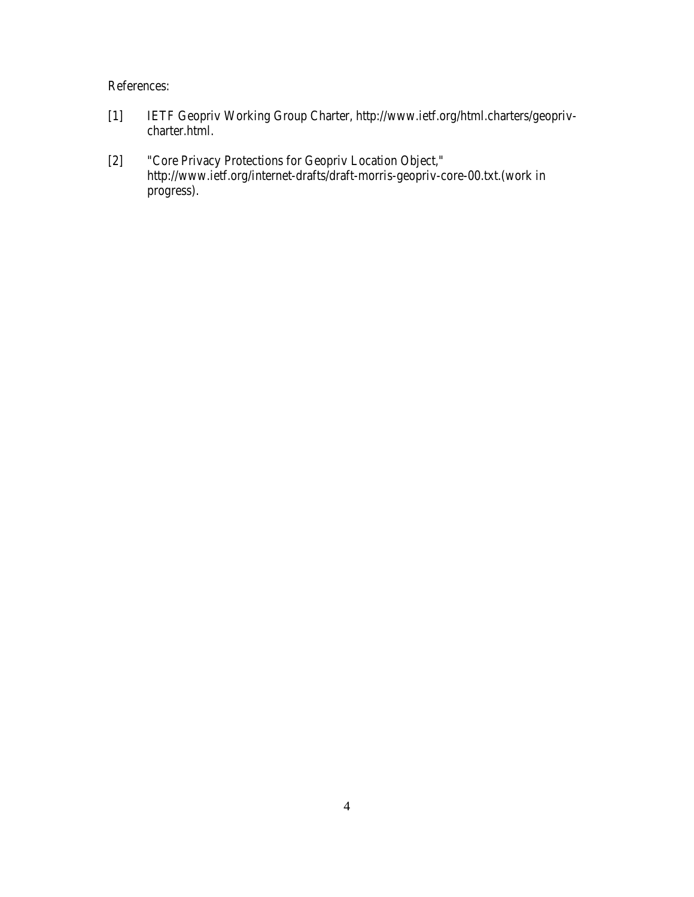References:

[1] IETF Geopriv Working Group Charter, http://www.ietf.org/html.charters/geopriv-charter.html.

[2] "Core Privacy Protections for Geopriv Location Object," http://www.ietf.org/internet-drafts/draft-morris-geopriv-core-00.txt.(work in progress).